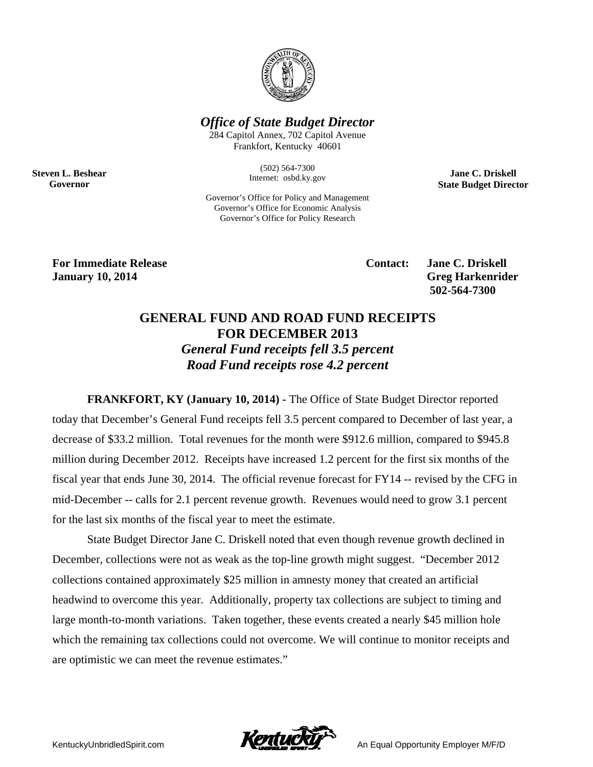*Office of State Budget Director*

284 Capitol Annex, 702 Capitol Avenue
Frankfort, Kentucky 40601

(502) 564-7300
Internet: osbd.ky.gov

Governor's Office for Policy and Management
Governor's Office for Economic Analysis
Governor's Office for Policy Research

**Steven L. Beshear**
**Governor**

**Jane C. Driskell**
**State Budget Director**

**For Immediate Release**
**January 10, 2014**

**Contact: Jane C. Driskell**
**Greg Harkenrider**
**502-564-7300**

# GENERAL FUND AND ROAD FUND RECEIPTS FOR DECEMBER 2013

## *General Fund receipts fell 3.5 percent*
## *Road Fund receipts rose 4.2 percent*

**FRANKFORT, KY (January 10, 2014) -** The Office of State Budget Director reported today that December's General Fund receipts fell 3.5 percent compared to December of last year, a decrease of $33.2 million. Total revenues for the month were $912.6 million, compared to $945.8 million during December 2012. Receipts have increased 1.2 percent for the first six months of the fiscal year that ends June 30, 2014. The official revenue forecast for FY14 -- revised by the CFG in mid-December -- calls for 2.1 percent revenue growth. Revenues would need to grow 3.1 percent for the last six months of the fiscal year to meet the estimate.

State Budget Director Jane C. Driskell noted that even though revenue growth declined in December, collections were not as weak as the top-line growth might suggest. "December 2012 collections contained approximately $25 million in amnesty money that created an artificial headwind to overcome this year. Additionally, property tax collections are subject to timing and large month-to-month variations. Taken together, these events created a nearly $45 million hole which the remaining tax collections could not overcome. We will continue to monitor receipts and are optimistic we can meet the revenue estimates."

KentuckyUnbridledSpirit.com An Equal Opportunity Employer M/F/D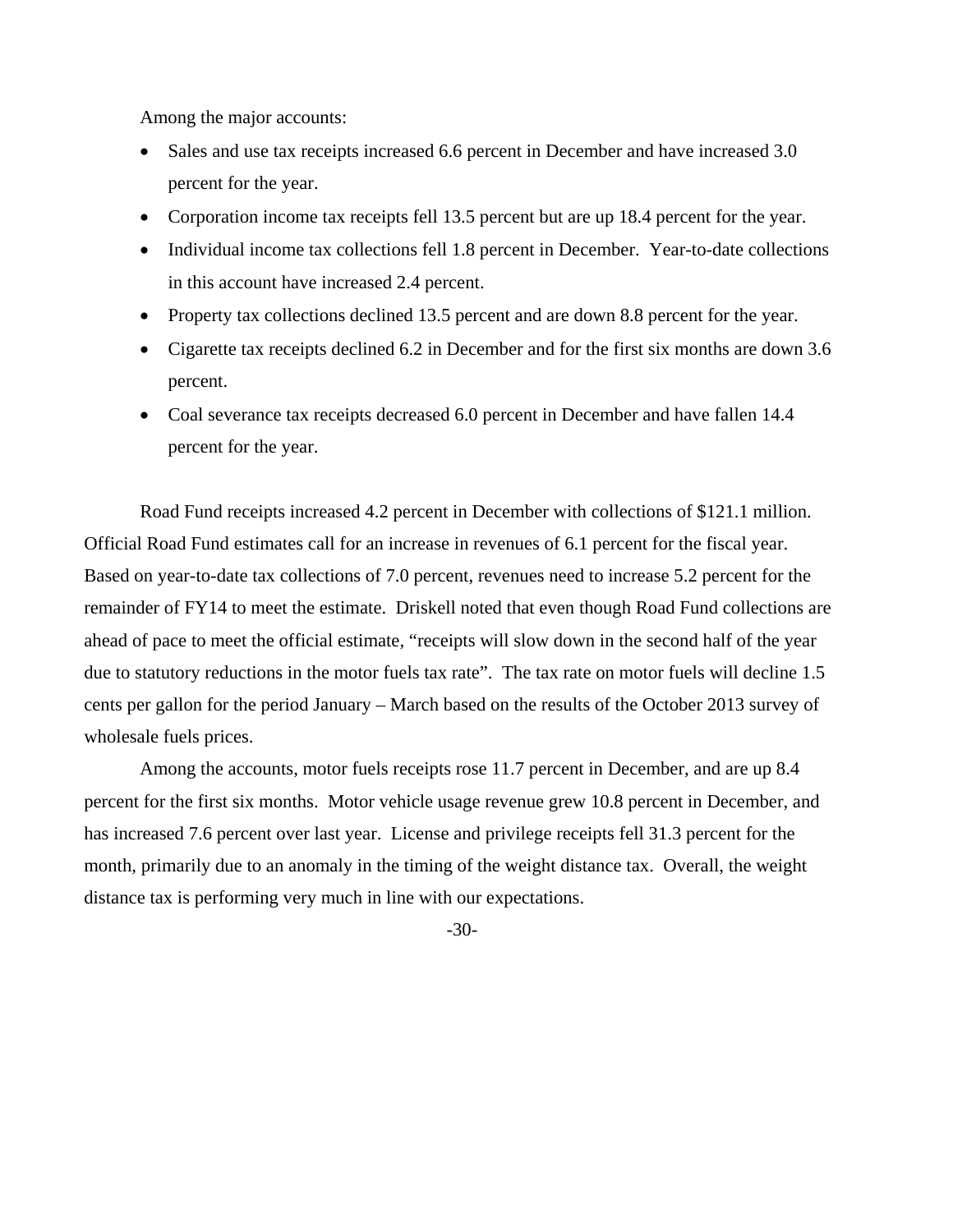Among the major accounts:

- Sales and use tax receipts increased 6.6 percent in December and have increased 3.0 percent for the year.
- Corporation income tax receipts fell 13.5 percent but are up 18.4 percent for the year.
- Individual income tax collections fell 1.8 percent in December. Year-to-date collections in this account have increased 2.4 percent.
- Property tax collections declined 13.5 percent and are down 8.8 percent for the year.
- Cigarette tax receipts declined 6.2 in December and for the first six months are down 3.6 percent.
- Coal severance tax receipts decreased 6.0 percent in December and have fallen 14.4 percent for the year.

Road Fund receipts increased 4.2 percent in December with collections of $121.1 million. Official Road Fund estimates call for an increase in revenues of 6.1 percent for the fiscal year. Based on year-to-date tax collections of 7.0 percent, revenues need to increase 5.2 percent for the remainder of FY14 to meet the estimate. Driskell noted that even though Road Fund collections are ahead of pace to meet the official estimate, "receipts will slow down in the second half of the year due to statutory reductions in the motor fuels tax rate". The tax rate on motor fuels will decline 1.5 cents per gallon for the period January – March based on the results of the October 2013 survey of wholesale fuels prices.

Among the accounts, motor fuels receipts rose 11.7 percent in December, and are up 8.4 percent for the first six months. Motor vehicle usage revenue grew 10.8 percent in December, and has increased 7.6 percent over last year. License and privilege receipts fell 31.3 percent for the month, primarily due to an anomaly in the timing of the weight distance tax. Overall, the weight distance tax is performing very much in line with our expectations.

-30-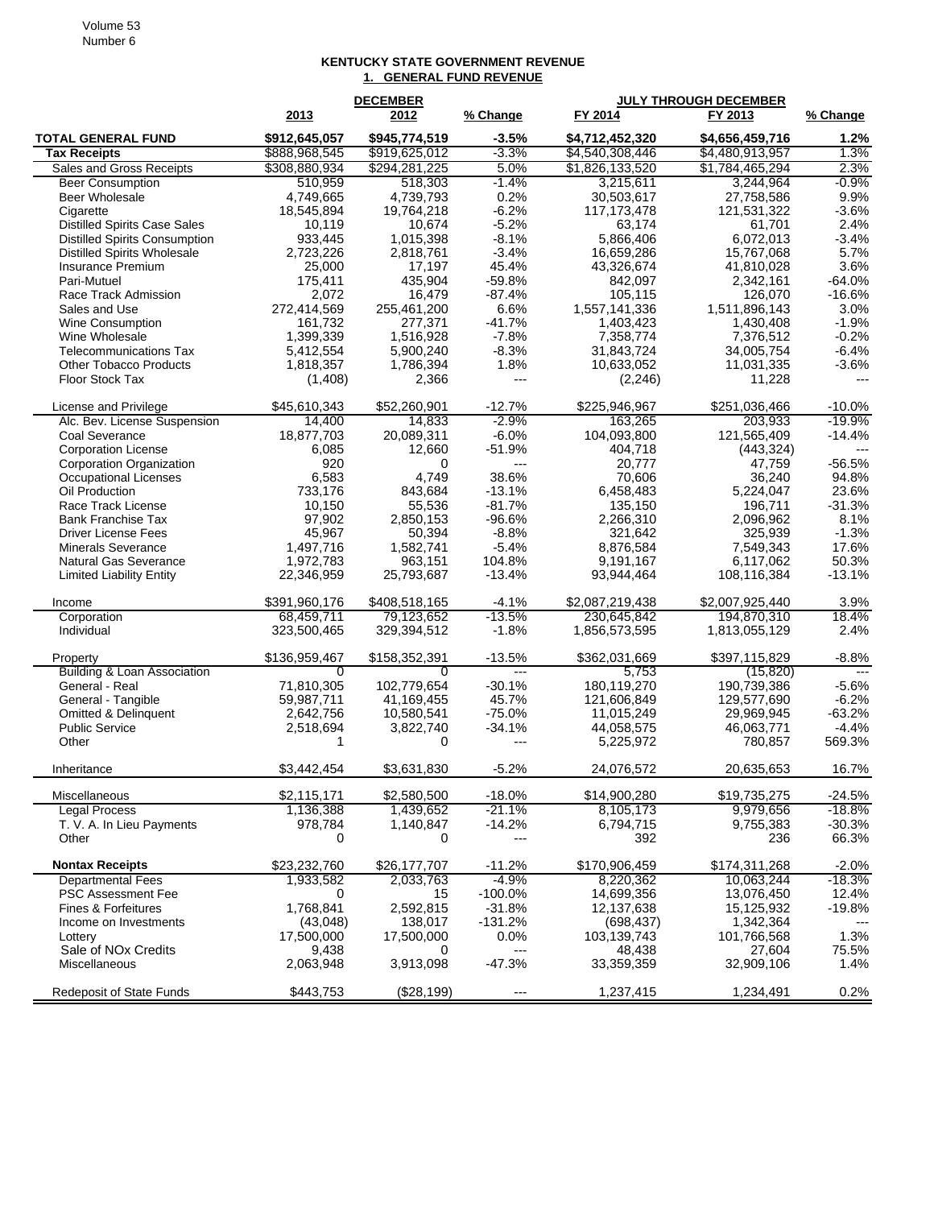# KENTUCKY STATE GOVERNMENT REVENUE

## 1. GENERAL FUND REVENUE

| | DECEMBER | | | JULY THROUGH DECEMBER | | |
|---|---|---|---|---|---|---|
| | 2013 | 2012 | % Change | FY 2014 | FY 2013 | % Change |
| **TOTAL GENERAL FUND** | **$912,645,057** | **$945,774,519** | **-3.5%** | **$4,712,452,320** | **$4,656,459,716** | **1.2%** |
| **Tax Receipts** | $888,968,545 | $919,625,012 | -3.3% | $4,540,308,446 | $4,480,913,957 | 1.3% |
| Sales and Gross Receipts | $308,880,934 | $294,281,225 | 5.0% | $1,826,133,520 | $1,784,465,294 | 2.3% |
| Beer Consumption | 510,959 | 518,303 | -1.4% | 3,215,611 | 3,244,964 | -0.9% |
| Beer Wholesale | 4,749,665 | 4,739,793 | 0.2% | 30,503,617 | 27,758,586 | 9.9% |
| Cigarette | 18,545,894 | 19,764,218 | -6.2% | 117,173,478 | 121,531,322 | -3.6% |
| Distilled Spirits Case Sales | 10,119 | 10,674 | -5.2% | 63,174 | 61,701 | 2.4% |
| Distilled Spirits Consumption | 933,445 | 1,015,398 | -8.1% | 5,866,406 | 6,072,013 | -3.4% |
| Distilled Spirits Wholesale | 2,723,226 | 2,818,761 | -3.4% | 16,659,286 | 15,767,068 | 5.7% |
| Insurance Premium | 25,000 | 17,197 | 45.4% | 43,326,674 | 41,810,028 | 3.6% |
| Pari-Mutuel | 175,411 | 435,904 | -59.8% | 842,097 | 2,342,161 | -64.0% |
| Race Track Admission | 2,072 | 16,479 | -87.4% | 105,115 | 126,070 | -16.6% |
| Sales and Use | 272,414,569 | 255,461,200 | 6.6% | 1,557,141,336 | 1,511,896,143 | 3.0% |
| Wine Consumption | 161,732 | 277,371 | -41.7% | 1,403,423 | 1,430,408 | -1.9% |
| Wine Wholesale | 1,399,339 | 1,516,928 | -7.8% | 7,358,774 | 7,376,512 | -0.2% |
| Telecommunications Tax | 5,412,554 | 5,900,240 | -8.3% | 31,843,724 | 34,005,754 | -6.4% |
| Other Tobacco Products | 1,818,357 | 1,786,394 | 1.8% | 10,633,052 | 11,031,335 | -3.6% |
| Floor Stock Tax | (1,408) | 2,366 | --- | (2,246) | 11,228 | --- |
| | | | | | | |
| License and Privilege | $45,610,343 | $52,260,901 | -12.7% | $225,946,967 | $251,036,466 | -10.0% |
| Alc. Bev. License Suspension | 14,400 | 14,833 | -2.9% | 163,265 | 203,933 | -19.9% |
| Coal Severance | 18,877,703 | 20,089,311 | -6.0% | 104,093,800 | 121,565,409 | -14.4% |
| Corporation License | 6,085 | 12,660 | -51.9% | 404,718 | (443,324) | --- |
| Corporation Organization | 920 | 0 | --- | 20,777 | 47,759 | -56.5% |
| Occupational Licenses | 6,583 | 4,749 | 38.6% | 70,606 | 36,240 | 94.8% |
| Oil Production | 733,176 | 843,684 | -13.1% | 6,458,483 | 5,224,047 | 23.6% |
| Race Track License | 10,150 | 55,536 | -81.7% | 135,150 | 196,711 | -31.3% |
| Bank Franchise Tax | 97,902 | 2,850,153 | -96.6% | 2,266,310 | 2,096,962 | 8.1% |
| Driver License Fees | 45,967 | 50,394 | -8.8% | 321,642 | 325,939 | -1.3% |
| Minerals Severance | 1,497,716 | 1,582,741 | -5.4% | 8,876,584 | 7,549,343 | 17.6% |
| Natural Gas Severance | 1,972,783 | 963,151 | 104.8% | 9,191,167 | 6,117,062 | 50.3% |
| Limited Liability Entity | 22,346,959 | 25,793,687 | -13.4% | 93,944,464 | 108,116,384 | -13.1% |
| | | | | | | |
| Income | $391,960,176 | $408,518,165 | -4.1% | $2,087,219,438 | $2,007,925,440 | 3.9% |
| Corporation | 68,459,711 | 79,123,652 | -13.5% | 230,645,842 | 194,870,310 | 18.4% |
| Individual | 323,500,465 | 329,394,512 | -1.8% | 1,856,573,595 | 1,813,055,129 | 2.4% |
| | | | | | | |
| Property | $136,959,467 | $158,352,391 | -13.5% | $362,031,669 | $397,115,829 | -8.8% |
| Building & Loan Association | 0 | 0 | --- | 5,753 | (15,820) | --- |
| General - Real | 71,810,305 | 102,779,654 | -30.1% | 180,119,270 | 190,739,386 | -5.6% |
| General - Tangible | 59,987,711 | 41,169,455 | 45.7% | 121,606,849 | 129,577,690 | -6.2% |
| Omitted & Delinquent | 2,642,756 | 10,580,541 | -75.0% | 11,015,249 | 29,969,945 | -63.2% |
| Public Service | 2,518,694 | 3,822,740 | -34.1% | 44,058,575 | 46,063,771 | -4.4% |
| Other | 1 | 0 | --- | 5,225,972 | 780,857 | 569.3% |
| | | | | | | |
| Inheritance | $3,442,454 | $3,631,830 | -5.2% | 24,076,572 | 20,635,653 | 16.7% |
| | | | | | | |
| Miscellaneous | $2,115,171 | $2,580,500 | -18.0% | $14,900,280 | $19,735,275 | -24.5% |
| Legal Process | 1,136,388 | 1,439,652 | -21.1% | 8,105,173 | 9,979,656 | -18.8% |
| T. V. A. In Lieu Payments | 978,784 | 1,140,847 | -14.2% | 6,794,715 | 9,755,383 | -30.3% |
| Other | 0 | 0 | --- | 392 | 236 | 66.3% |
| | | | | | | |
| **Nontax Receipts** | $23,232,760 | $26,177,707 | -11.2% | $170,906,459 | $174,311,268 | -2.0% |
| Departmental Fees | 1,933,582 | 2,033,763 | -4.9% | 8,220,362 | 10,063,244 | -18.3% |
| PSC Assessment Fee | 0 | 15 | -100.0% | 14,699,356 | 13,076,450 | 12.4% |
| Fines & Forfeitures | 1,768,841 | 2,592,815 | -31.8% | 12,137,638 | 15,125,932 | -19.8% |
| Income on Investments | (43,048) | 138,017 | -131.2% | (698,437) | 1,342,364 | --- |
| Lottery | 17,500,000 | 17,500,000 | 0.0% | 103,139,743 | 101,766,568 | 1.3% |
| Sale of NOx Credits | 9,438 | 0 | --- | 48,438 | 27,604 | 75.5% |
| Miscellaneous | 2,063,948 | 3,913,098 | -47.3% | 33,359,359 | 32,909,106 | 1.4% |
| | | | | | | |
| Redeposit of State Funds | $443,753 | ($28,199) | --- | 1,237,415 | 1,234,491 | 0.2% |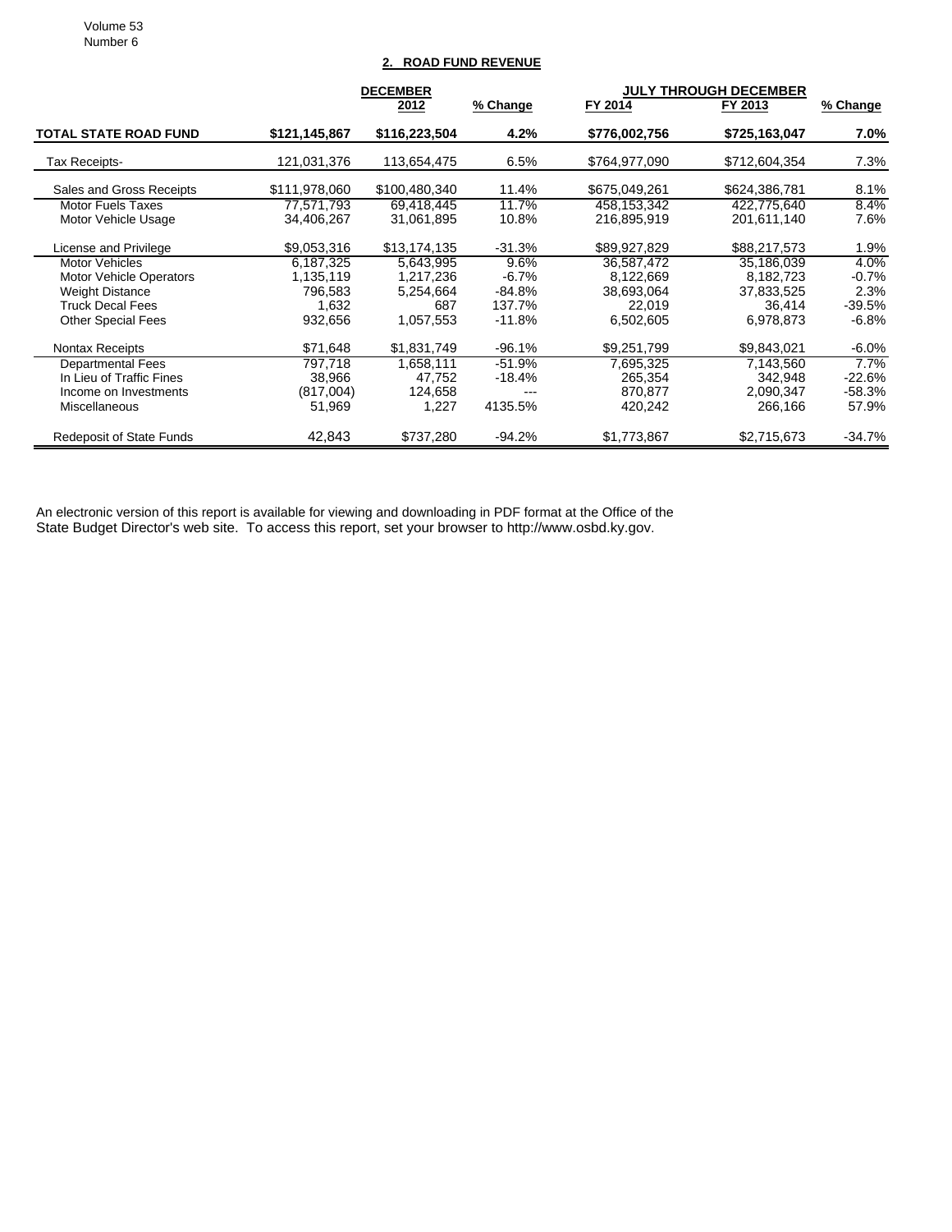## 2. ROAD FUND REVENUE

| | DECEMBER | | | JULY THROUGH DECEMBER | | |
|---|---|---|---|---|---|---|
| | | 2012 | % Change | FY 2014 | FY 2013 | % Change |
| **TOTAL STATE ROAD FUND** | **$121,145,867** | **$116,223,504** | **4.2%** | **$776,002,756** | **$725,163,047** | **7.0%** |
| Tax Receipts- | 121,031,376 | 113,654,475 | 6.5% | $764,977,090 | $712,604,354 | 7.3% |
| Sales and Gross Receipts | $111,978,060 | $100,480,340 | 11.4% | $675,049,261 | $624,386,781 | 8.1% |
| Motor Fuels Taxes | 77,571,793 | 69,418,445 | 11.7% | 458,153,342 | 422,775,640 | 8.4% |
| Motor Vehicle Usage | 34,406,267 | 31,061,895 | 10.8% | 216,895,919 | 201,611,140 | 7.6% |
| License and Privilege | $9,053,316 | $13,174,135 | -31.3% | $89,927,829 | $88,217,573 | 1.9% |
| Motor Vehicles | 6,187,325 | 5,643,995 | 9.6% | 36,587,472 | 35,186,039 | 4.0% |
| Motor Vehicle Operators | 1,135,119 | 1,217,236 | -6.7% | 8,122,669 | 8,182,723 | -0.7% |
| Weight Distance | 796,583 | 5,254,664 | -84.8% | 38,693,064 | 37,833,525 | 2.3% |
| Truck Decal Fees | 1,632 | 687 | 137.7% | 22,019 | 36,414 | -39.5% |
| Other Special Fees | 932,656 | 1,057,553 | -11.8% | 6,502,605 | 6,978,873 | -6.8% |
| Nontax Receipts | $71,648 | $1,831,749 | -96.1% | $9,251,799 | $9,843,021 | -6.0% |
| Departmental Fees | 797,718 | 1,658,111 | -51.9% | 7,695,325 | 7,143,560 | 7.7% |
| In Lieu of Traffic Fines | 38,966 | 47,752 | -18.4% | 265,354 | 342,948 | -22.6% |
| Income on Investments | (817,004) | 124,658 | --- | 870,877 | 2,090,347 | -58.3% |
| Miscellaneous | 51,969 | 1,227 | 4135.5% | 420,242 | 266,166 | 57.9% |
| Redeposit of State Funds | 42,843 | $737,280 | -94.2% | $1,773,867 | $2,715,673 | -34.7% |

An electronic version of this report is available for viewing and downloading in PDF format at the Office of the State Budget Director's web site. To access this report, set your browser to http://www.osbd.ky.gov.